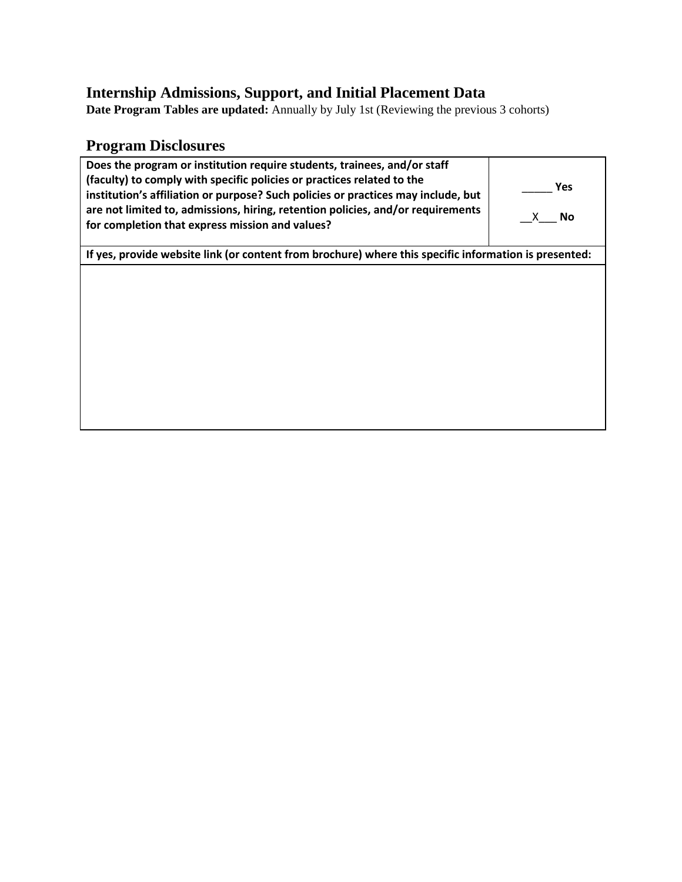## Internship Admissions, Support, and Initial Placement Data

**Date Program Tables are updated:** Annually by July 1st (Reviewing the previous 3 cohorts)

## Program Disclosures

| **Does the program or institution require students, trainees, and/or staff (faculty) to comply with specific policies or practices related to the institution's affiliation or purpose? Such policies or practices may include, but are not limited to, admissions, hiring, retention policies, and/or requirements for completion that express mission and values?** | _____ **Yes**<br><br>__X___ **No** |
|---|---|
| **If yes, provide website link (or content from brochure) where this specific information is presented:** | |
| | |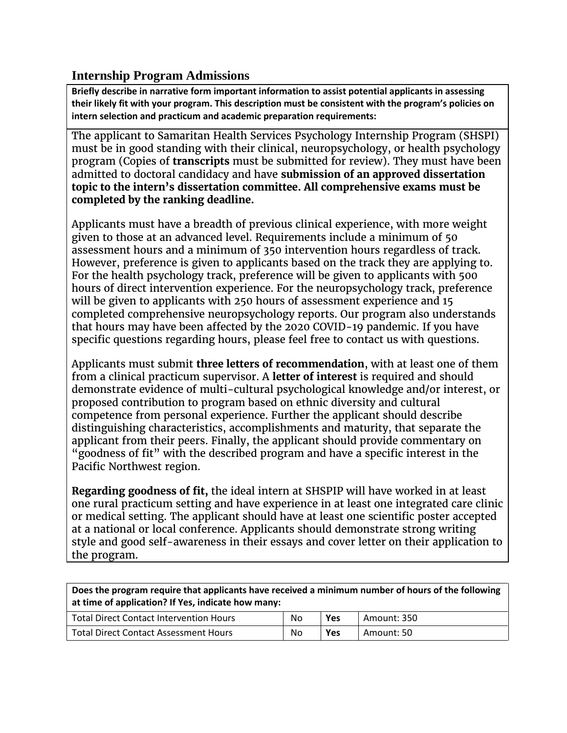## Internship Program Admissions

**Briefly describe in narrative form important information to assist potential applicants in assessing their likely fit with your program. This description must be consistent with the program's policies on intern selection and practicum and academic preparation requirements:**

The applicant to Samaritan Health Services Psychology Internship Program (SHSPI) must be in good standing with their clinical, neuropsychology, or health psychology program (Copies of **transcripts** must be submitted for review). They must have been admitted to doctoral candidacy and have **submission of an approved dissertation topic to the intern's dissertation committee. All comprehensive exams must be completed by the ranking deadline.**

Applicants must have a breadth of previous clinical experience, with more weight given to those at an advanced level. Requirements include a minimum of 50 assessment hours and a minimum of 350 intervention hours regardless of track. However, preference is given to applicants based on the track they are applying to. For the health psychology track, preference will be given to applicants with 500 hours of direct intervention experience. For the neuropsychology track, preference will be given to applicants with 250 hours of assessment experience and 15 completed comprehensive neuropsychology reports. Our program also understands that hours may have been affected by the 2020 COVID-19 pandemic. If you have specific questions regarding hours, please feel free to contact us with questions.

Applicants must submit **three letters of recommendation**, with at least one of them from a clinical practicum supervisor. A **letter of interest** is required and should demonstrate evidence of multi-cultural psychological knowledge and/or interest, or proposed contribution to program based on ethnic diversity and cultural competence from personal experience. Further the applicant should describe distinguishing characteristics, accomplishments and maturity, that separate the applicant from their peers. Finally, the applicant should provide commentary on "goodness of fit" with the described program and have a specific interest in the Pacific Northwest region.

**Regarding goodness of fit,** the ideal intern at SHSPIP will have worked in at least one rural practicum setting and have experience in at least one integrated care clinic or medical setting. The applicant should have at least one scientific poster accepted at a national or local conference. Applicants should demonstrate strong writing style and good self-awareness in their essays and cover letter on their application to the program.

| **Does the program require that applicants have received a minimum number of hours of the following at time of application? If Yes, indicate how many:** | | | |
|---|---|---|---|
| Total Direct Contact Intervention Hours | No | **Yes** | Amount: 350 |
| Total Direct Contact Assessment Hours | No | **Yes** | Amount: 50 |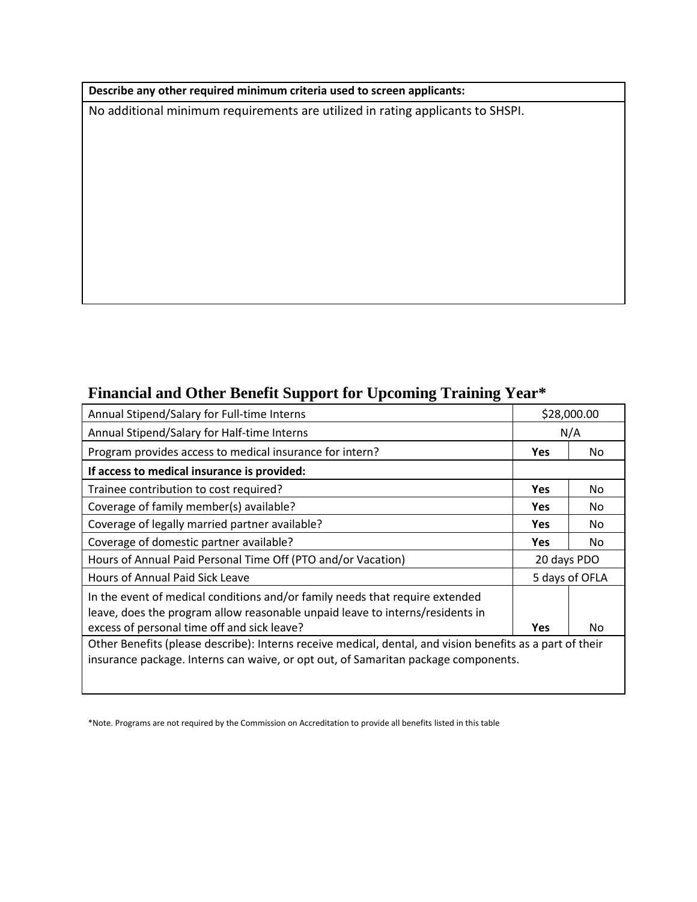| **Describe any other required minimum criteria used to screen applicants:** |
| --- |
| No additional minimum requirements are utilized in rating applicants to SHSPI. |

## Financial and Other Benefit Support for Upcoming Training Year*

| Annual Stipend/Salary for Full-time Interns | $28,000.00 | |
| --- | --- | --- |
| Annual Stipend/Salary for Half-time Interns | N/A | |
| Program provides access to medical insurance for intern? | **Yes** | No |
| **If access to medical insurance is provided:** | | |
| Trainee contribution to cost required? | **Yes** | No |
| Coverage of family member(s) available? | **Yes** | No |
| Coverage of legally married partner available? | **Yes** | No |
| Coverage of domestic partner available? | **Yes** | No |
| Hours of Annual Paid Personal Time Off (PTO and/or Vacation) | 20 days PDO | |
| Hours of Annual Paid Sick Leave | 5 days of OFLA | |
| In the event of medical conditions and/or family needs that require extended leave, does the program allow reasonable unpaid leave to interns/residents in excess of personal time off and sick leave? | **Yes** | No |
| Other Benefits (please describe): Interns receive medical, dental, and vision benefits as a part of their insurance package. Interns can waive, or opt out, of Samaritan package components. | | |

*Note. Programs are not required by the Commission on Accreditation to provide all benefits listed in this table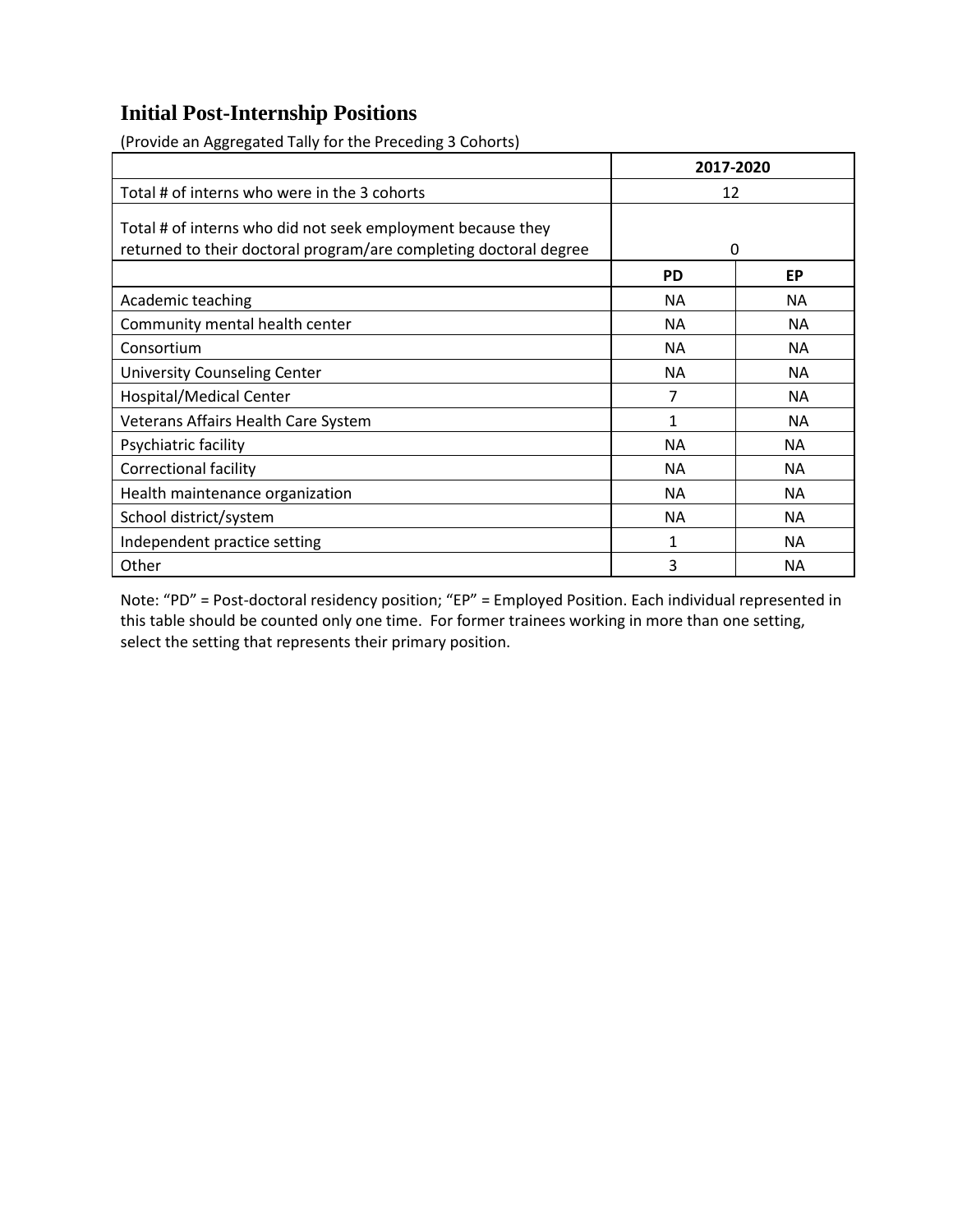## Initial Post-Internship Positions

(Provide an Aggregated Tally for the Preceding 3 Cohorts)

| | 2017-2020 | |
|---|---|---|
| Total # of interns who were in the 3 cohorts | 12 | |
| Total # of interns who did not seek employment because they returned to their doctoral program/are completing doctoral degree | 0 | |
| | **PD** | **EP** |
| Academic teaching | NA | NA |
| Community mental health center | NA | NA |
| Consortium | NA | NA |
| University Counseling Center | NA | NA |
| Hospital/Medical Center | 7 | NA |
| Veterans Affairs Health Care System | 1 | NA |
| Psychiatric facility | NA | NA |
| Correctional facility | NA | NA |
| Health maintenance organization | NA | NA |
| School district/system | NA | NA |
| Independent practice setting | 1 | NA |
| Other | 3 | NA |

Note: "PD" = Post-doctoral residency position; "EP" = Employed Position. Each individual represented in this table should be counted only one time. For former trainees working in more than one setting, select the setting that represents their primary position.